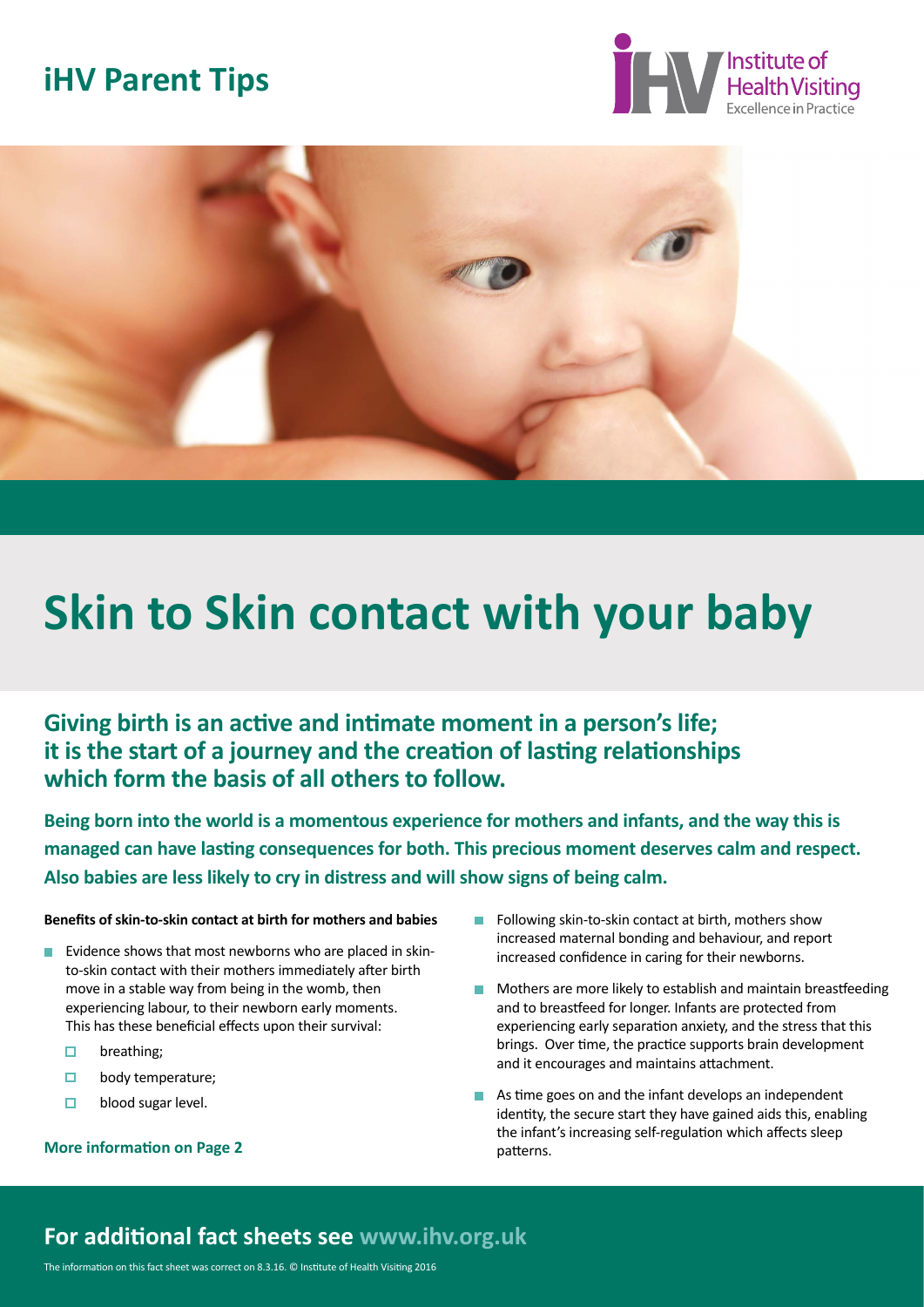iHV Parent Tips

# Skin to Skin contact with your baby

## Giving birth is an active and intimate moment in a person's life; it is the start of a journey and the creation of lasting relationships which form the basis of all others to follow.

**Being born into the world is a momentous experience for mothers and infants, and the way this is managed can have lasting consequences for both. This precious moment deserves calm and respect. Also babies are less likely to cry in distress and will show signs of being calm.**

**Benefits of skin-to-skin contact at birth for mothers and babies**

- Evidence shows that most newborns who are placed in skin-to-skin contact with their mothers immediately after birth move in a stable way from being in the womb, then experiencing labour, to their newborn early moments. This has these beneficial effects upon their survival:
  - breathing;
  - body temperature;
  - blood sugar level.

**More information on Page 2**

- Following skin-to-skin contact at birth, mothers show increased maternal bonding and behaviour, and report increased confidence in caring for their newborns.
- Mothers are more likely to establish and maintain breastfeeding and to breastfeed for longer. Infants are protected from experiencing early separation anxiety, and the stress that this brings. Over time, the practice supports brain development and it encourages and maintains attachment.
- As time goes on and the infant develops an independent identity, the secure start they have gained aids this, enabling the infant's increasing self-regulation which affects sleep patterns.

## For additional fact sheets see www.ihv.org.uk

The information on this fact sheet was correct on 8.3.16. © Institute of Health Visiting 2016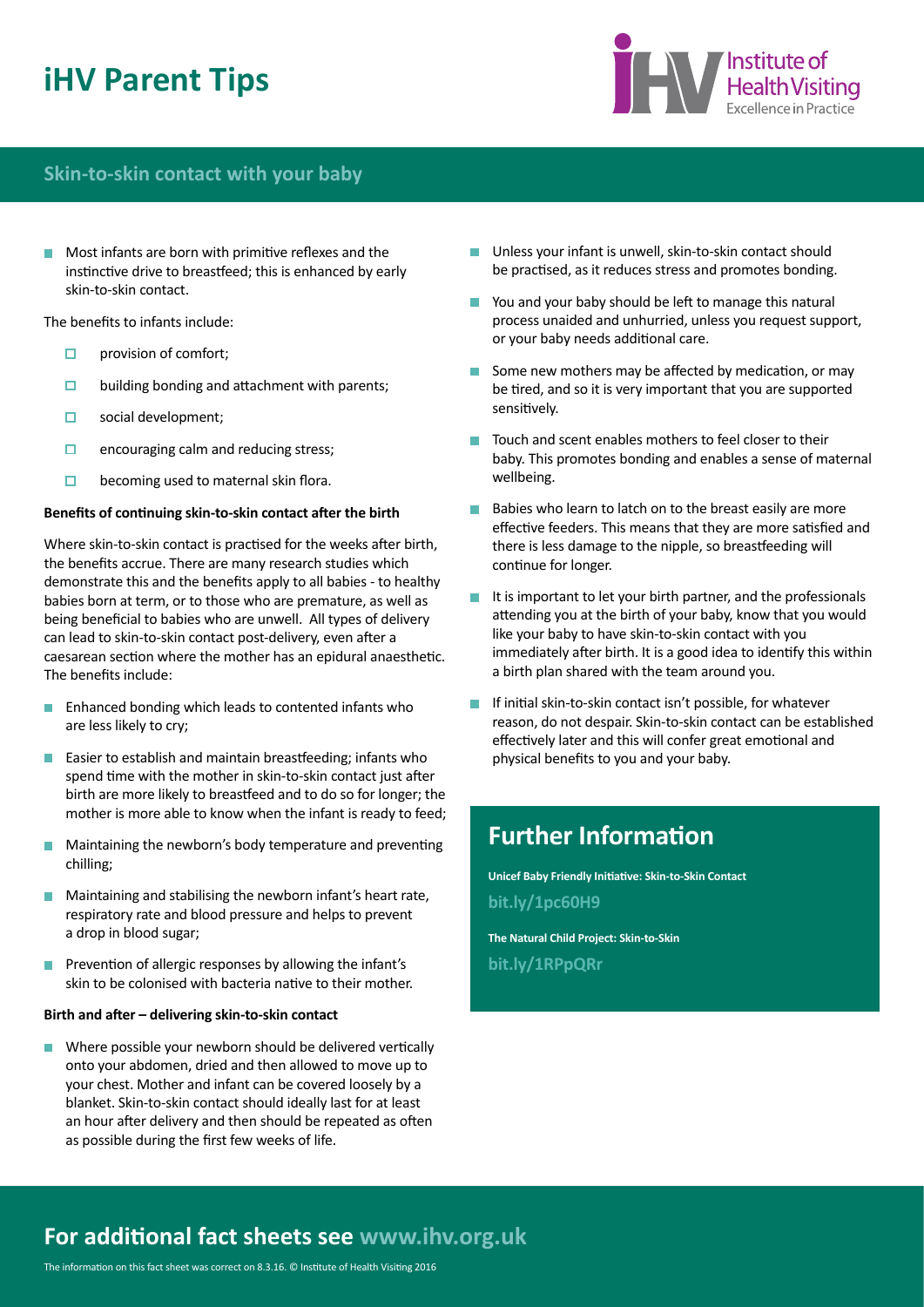# iHV Parent Tips

Institute of Health Visiting
Excellence in Practice

## Skin-to-skin contact with your baby

- Most infants are born with primitive reflexes and the instinctive drive to breastfeed; this is enhanced by early skin-to-skin contact.

The benefits to infants include:

- provision of comfort;
- building bonding and attachment with parents;
- social development;
- encouraging calm and reducing stress;
- becoming used to maternal skin flora.

**Benefits of continuing skin-to-skin contact after the birth**

Where skin-to-skin contact is practised for the weeks after birth, the benefits accrue. There are many research studies which demonstrate this and the benefits apply to all babies - to healthy babies born at term, or to those who are premature, as well as being beneficial to babies who are unwell. All types of delivery can lead to skin-to-skin contact post-delivery, even after a caesarean section where the mother has an epidural anaesthetic. The benefits include:

- Enhanced bonding which leads to contented infants who are less likely to cry;
- Easier to establish and maintain breastfeeding; infants who spend time with the mother in skin-to-skin contact just after birth are more likely to breastfeed and to do so for longer; the mother is more able to know when the infant is ready to feed;
- Maintaining the newborn's body temperature and preventing chilling;
- Maintaining and stabilising the newborn infant's heart rate, respiratory rate and blood pressure and helps to prevent a drop in blood sugar;
- Prevention of allergic responses by allowing the infant's skin to be colonised with bacteria native to their mother.

**Birth and after – delivering skin-to-skin contact**

- Where possible your newborn should be delivered vertically onto your abdomen, dried and then allowed to move up to your chest. Mother and infant can be covered loosely by a blanket. Skin-to-skin contact should ideally last for at least an hour after delivery and then should be repeated as often as possible during the first few weeks of life.
- Unless your infant is unwell, skin-to-skin contact should be practised, as it reduces stress and promotes bonding.
- You and your baby should be left to manage this natural process unaided and unhurried, unless you request support, or your baby needs additional care.
- Some new mothers may be affected by medication, or may be tired, and so it is very important that you are supported sensitively.
- Touch and scent enables mothers to feel closer to their baby. This promotes bonding and enables a sense of maternal wellbeing.
- Babies who learn to latch on to the breast easily are more effective feeders. This means that they are more satisfied and there is less damage to the nipple, so breastfeeding will continue for longer.
- It is important to let your birth partner, and the professionals attending you at the birth of your baby, know that you would like your baby to have skin-to-skin contact with you immediately after birth. It is a good idea to identify this within a birth plan shared with the team around you.
- If initial skin-to-skin contact isn't possible, for whatever reason, do not despair. Skin-to-skin contact can be established effectively later and this will confer great emotional and physical benefits to you and your baby.

## Further Information

**Unicef Baby Friendly Initiative: Skin-to-Skin Contact**
bit.ly/1pc60H9

**The Natural Child Project: Skin-to-Skin**
bit.ly/1RPpQRr

## For additional fact sheets see www.ihv.org.uk

The information on this fact sheet was correct on 8.3.16. © Institute of Health Visiting 2016